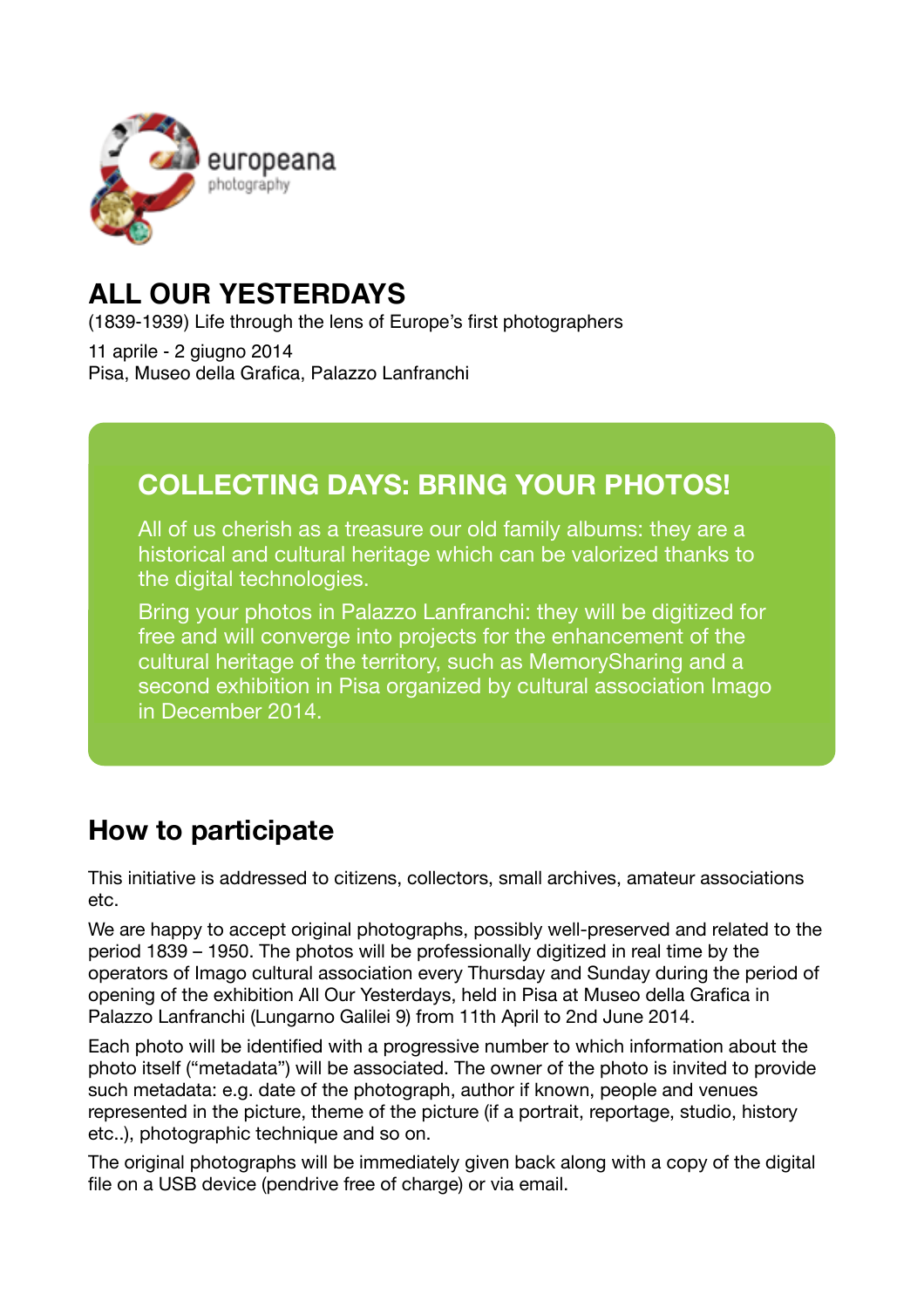europeana
photography

# ALL OUR YESTERDAYS

(1839-1939) Life through the lens of Europe's first photographers

11 aprile - 2 giugno 2014
Pisa, Museo della Grafica, Palazzo Lanfranchi

## COLLECTING DAYS: BRING YOUR PHOTOS!

All of us cherish as a treasure our old family albums: they are a historical and cultural heritage which can be valorized thanks to the digital technologies.

Bring your photos in Palazzo Lanfranchi: they will be digitized for free and will converge into projects for the enhancement of the cultural heritage of the territory, such as MemorySharing and a second exhibition in Pisa organized by cultural association Imago in December 2014.

## How to participate

This initiative is addressed to citizens, collectors, small archives, amateur associations etc.

We are happy to accept original photographs, possibly well-preserved and related to the period 1839 – 1950. The photos will be professionally digitized in real time by the operators of Imago cultural association every Thursday and Sunday during the period of opening of the exhibition All Our Yesterdays, held in Pisa at Museo della Grafica in Palazzo Lanfranchi (Lungarno Galilei 9) from 11th April to 2nd June 2014.

Each photo will be identified with a progressive number to which information about the photo itself ("metadata") will be associated. The owner of the photo is invited to provide such metadata: e.g. date of the photograph, author if known, people and venues represented in the picture, theme of the picture (if a portrait, reportage, studio, history etc..), photographic technique and so on.

The original photographs will be immediately given back along with a copy of the digital file on a USB device (pendrive free of charge) or via email.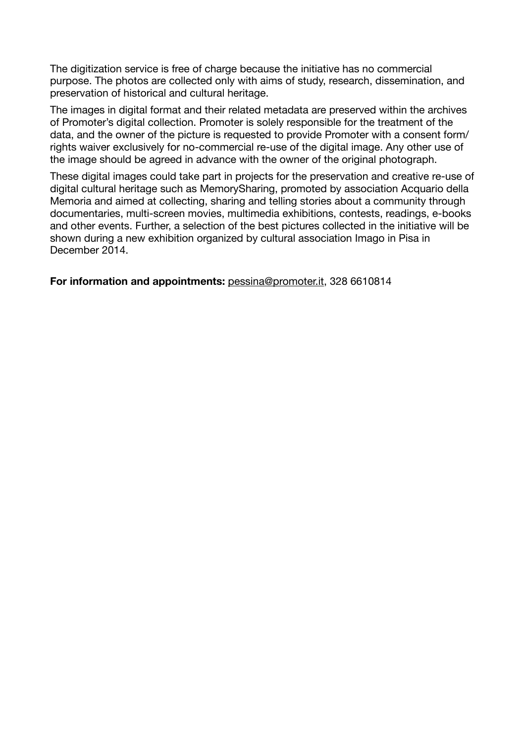The digitization service is free of charge because the initiative has no commercial purpose. The photos are collected only with aims of study, research, dissemination, and preservation of historical and cultural heritage.

The images in digital format and their related metadata are preserved within the archives of Promoter's digital collection. Promoter is solely responsible for the treatment of the data, and the owner of the picture is requested to provide Promoter with a consent form/ rights waiver exclusively for no-commercial re-use of the digital image. Any other use of the image should be agreed in advance with the owner of the original photograph.

These digital images could take part in projects for the preservation and creative re-use of digital cultural heritage such as MemorySharing, promoted by association Acquario della Memoria and aimed at collecting, sharing and telling stories about a community through documentaries, multi-screen movies, multimedia exhibitions, contests, readings, e-books and other events. Further, a selection of the best pictures collected in the initiative will be shown during a new exhibition organized by cultural association Imago in Pisa in December 2014.

**For information and appointments:** pessina@promoter.it, 328 6610814